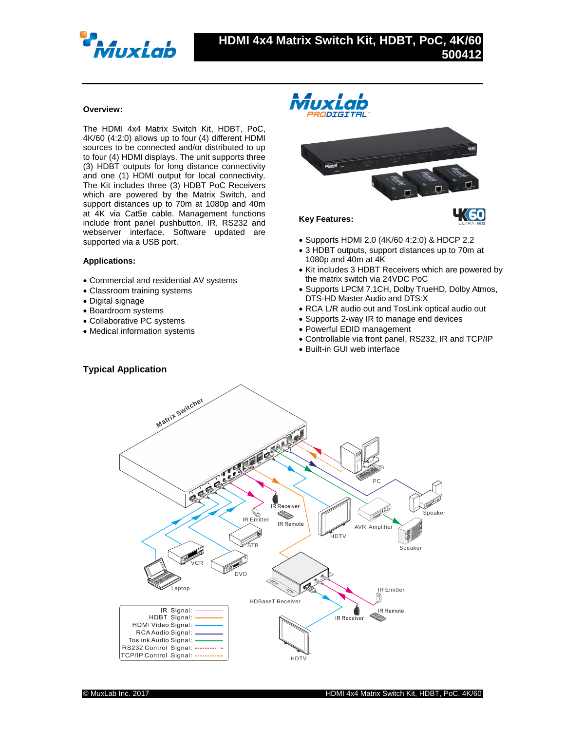# HDMI 4x4 Matrix Switch Kit, HDBT, PoC, 4K/60 500412

**Overview:**

The HDMI 4x4 Matrix Switch Kit, HDBT, PoC, 4K/60 (4:2:0) allows up to four (4) different HDMI sources to be connected and/or distributed to up to four (4) HDMI displays. The unit supports three (3) HDBT outputs for long distance connectivity and one (1) HDMI output for local connectivity. The Kit includes three (3) HDBT PoC Receivers which are powered by the Matrix Switch, and support distances up to 70m at 1080p and 40m at 4K via Cat5e cable. Management functions include front panel pushbutton, IR, RS232 and webserver interface. Software updated are supported via a USB port.

**Applications:**

- Commercial and residential AV systems
- Classroom training systems
- Digital signage
- Boardroom systems
- Collaborative PC systems
- Medical information systems

**Key Features:**

- Supports HDMI 2.0 (4K/60 4:2:0) & HDCP 2.2
- 3 HDBT outputs, support distances up to 70m at 1080p and 40m at 4K
- Kit includes 3 HDBT Receivers which are powered by the matrix switch via 24VDC PoC
- Supports LPCM 7.1CH, Dolby TrueHD, Dolby Atmos, DTS-HD Master Audio and DTS:X
- RCA L/R audio out and TosLink optical audio out
- Supports 2-way IR to manage end devices
- Powerful EDID management
- Controllable via front panel, RS232, IR and TCP/IP
- Built-in GUI web interface

## Typical Application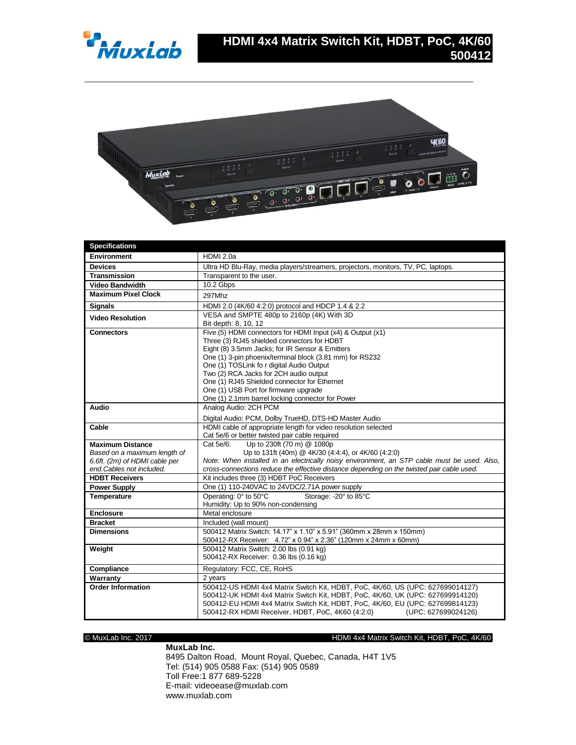# HDMI 4x4 Matrix Switch Kit, HDBT, PoC, 4K/60
## 500412

| Specifications | |
|---|---|
| **Environment** | HDMI 2.0a |
| **Devices** | Ultra HD Blu-Ray, media players/streamers, projectors, monitors, TV, PC, laptops. |
| **Transmission** | Transparent to the user. |
| **Video Bandwidth** | 10.2 Gbps |
| **Maximum Pixel Clock** | 297Mhz |
| **Signals** | HDMI 2.0 (4K/60 4:2:0) protocol and HDCP 1.4 & 2.2 |
| **Video Resolution** | VESA and SMPTE 480p to 2160p (4K) With 3D<br>Bit depth: 8, 10, 12 |
| **Connectors** | Five (5) HDMI connectors for HDMI Input (x4) & Output (x1)<br>Three (3) RJ45 shielded connectors for HDBT<br>Eight (8) 3.5mm Jacks; for IR Sensor & Emitters<br>One (1) 3-pin phoenix/terminal block (3.81 mm) for RS232<br>One (1) TOSLink fo r digital Audio Output<br>Two (2) RCA Jacks for 2CH audio output<br>One (1) RJ45 Shielded connector for Ethernet<br>One (1) USB Port for firmware upgrade<br>One (1) 2.1mm barrel locking connector for Power |
| **Audio** | Analog Audio: 2CH PCM<br>Digital Audio: PCM, Dolby TrueHD, DTS-HD Master Audio |
| **Cable** | HDMI cable of appropriate length for video resolution selected<br>Cat 5e/6 or better twisted pair cable required |
| **Maximum Distance**<br>*Based on a maximum length of 6.6ft. (2m) of HDMI cable per end.Cables not included.* | Cat 5e/6: Up to 230ft (70 m) @ 1080p<br>Up to 131ft (40m) @ 4K/30 (4:4:4), or 4K/60 (4:2:0)<br>*Note: When installed in an electrically noisy environment, an STP cable must be used. Also, cross-connections reduce the effective distance depending on the twisted pair cable used.* |
| **HDBT Receivers** | Kit includes three (3) HDBT PoC Receivers |
| **Power Supply** | One (1) 110-240VAC to 24VDC/2.71A power supply |
| **Temperature** | Operating: 0° to 50°C Storage: -20° to 85°C<br>Humidity: Up to 90% non-condensing |
| **Enclosure** | Metal enclosure |
| **Bracket** | Included (wall mount) |
| **Dimensions** | 500412 Matrix Switch: 14.17" x 1.10" x 5.91" (360mm x 28mm x 150mm)<br>500412-RX Receiver: 4.72" x 0.94" x 2.36" (120mm x 24mm x 60mm) |
| **Weight** | 500412 Matrix Switch: 2.00 lbs (0.91 kg)<br>500412-RX Receiver: 0.36 lbs (0.16 kg) |
| **Compliance** | Regulatory: FCC, CE, RoHS |
| **Warranty** | 2 years |
| **Order Information** | 500412-US HDMI 4x4 Matrix Switch Kit, HDBT, PoC, 4K/60, US (UPC: 627699014127)<br>500412-UK HDMI 4x4 Matrix Switch Kit, HDBT, PoC, 4K/60, UK (UPC: 627699914120)<br>500412-EU HDMI 4x4 Matrix Switch Kit, HDBT, PoC, 4K/60, EU (UPC: 627699814123)<br>500412-RX HDMI Receiver, HDBT, PoC, 4K60 (4:2:0) (UPC: 627699024126) |

© MuxLab Inc. 2017

**MuxLab Inc.**
8495 Dalton Road, Mount Royal, Quebec, Canada, H4T 1V5
Tel: (514) 905 0588 Fax: (514) 905 0589
Toll Free:1 877 689-5228
E-mail: videoease@muxlab.com
www.muxlab.com